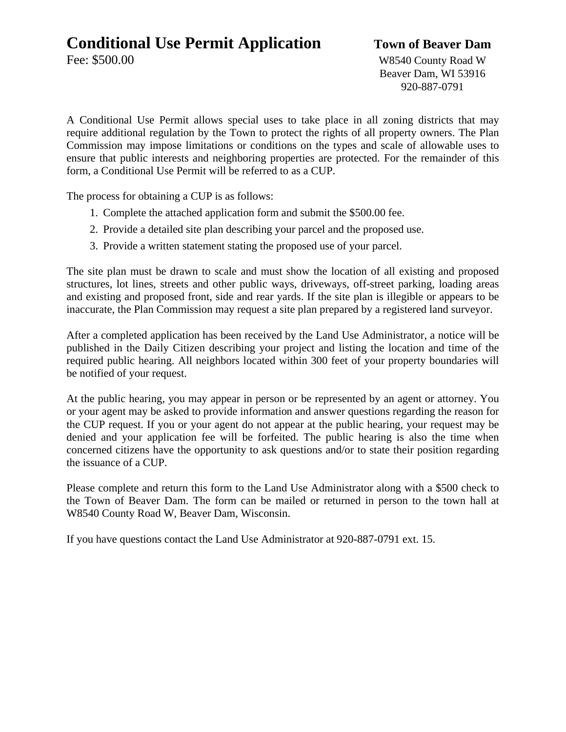# Conditional Use Permit Application

Fee: $500.00

**Town of Beaver Dam**
W8540 County Road W
Beaver Dam, WI 53916
920-887-0791

A Conditional Use Permit allows special uses to take place in all zoning districts that may require additional regulation by the Town to protect the rights of all property owners. The Plan Commission may impose limitations or conditions on the types and scale of allowable uses to ensure that public interests and neighboring properties are protected. For the remainder of this form, a Conditional Use Permit will be referred to as a CUP.

The process for obtaining a CUP is as follows:

1. Complete the attached application form and submit the $500.00 fee.
2. Provide a detailed site plan describing your parcel and the proposed use.
3. Provide a written statement stating the proposed use of your parcel.

The site plan must be drawn to scale and must show the location of all existing and proposed structures, lot lines, streets and other public ways, driveways, off-street parking, loading areas and existing and proposed front, side and rear yards. If the site plan is illegible or appears to be inaccurate, the Plan Commission may request a site plan prepared by a registered land surveyor.

After a completed application has been received by the Land Use Administrator, a notice will be published in the Daily Citizen describing your project and listing the location and time of the required public hearing. All neighbors located within 300 feet of your property boundaries will be notified of your request.

At the public hearing, you may appear in person or be represented by an agent or attorney. You or your agent may be asked to provide information and answer questions regarding the reason for the CUP request. If you or your agent do not appear at the public hearing, your request may be denied and your application fee will be forfeited. The public hearing is also the time when concerned citizens have the opportunity to ask questions and/or to state their position regarding the issuance of a CUP.

Please complete and return this form to the Land Use Administrator along with a $500 check to the Town of Beaver Dam. The form can be mailed or returned in person to the town hall at W8540 County Road W, Beaver Dam, Wisconsin.

If you have questions contact the Land Use Administrator at 920-887-0791 ext. 15.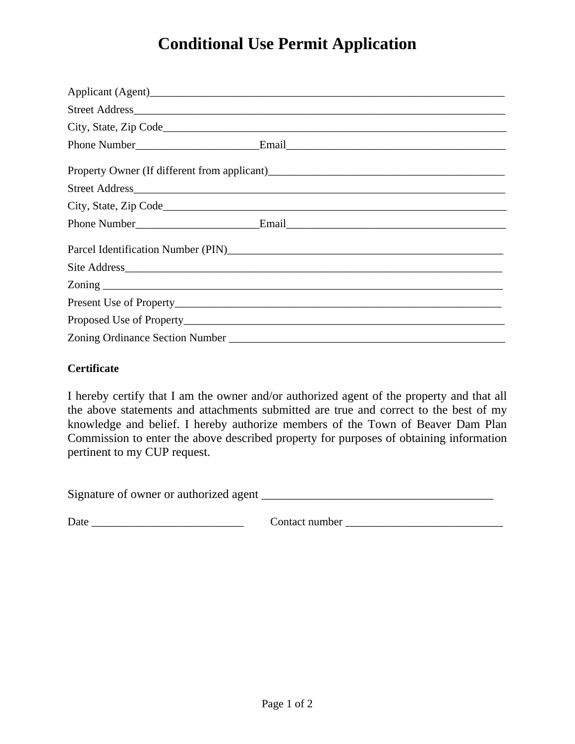# Conditional Use Permit Application

Applicant (Agent)_______________________________________________________________

Street Address__________________________________________________________________

City, State, Zip Code___________________________________________________________

Phone Number_____________________Email_____________________________________

Property Owner (If different from applicant)__________________________________________

Street Address__________________________________________________________________

City, State, Zip Code___________________________________________________________

Phone Number_____________________Email_____________________________________

Parcel Identification Number (PIN)_______________________________________________

Site Address____________________________________________________________________

Zoning _________________________________________________________________________

Present Use of Property__________________________________________________________

Proposed Use of Property________________________________________________________

Zoning Ordinance Section Number _________________________________________________

**Certificate**

I hereby certify that I am the owner and/or authorized agent of the property and that all the above statements and attachments submitted are true and correct to the best of my knowledge and belief. I hereby authorize members of the Town of Beaver Dam Plan Commission to enter the above described property for purposes of obtaining information pertinent to my CUP request.

Signature of owner or authorized agent ______________________________________

Date ___________________________ Contact number ____________________________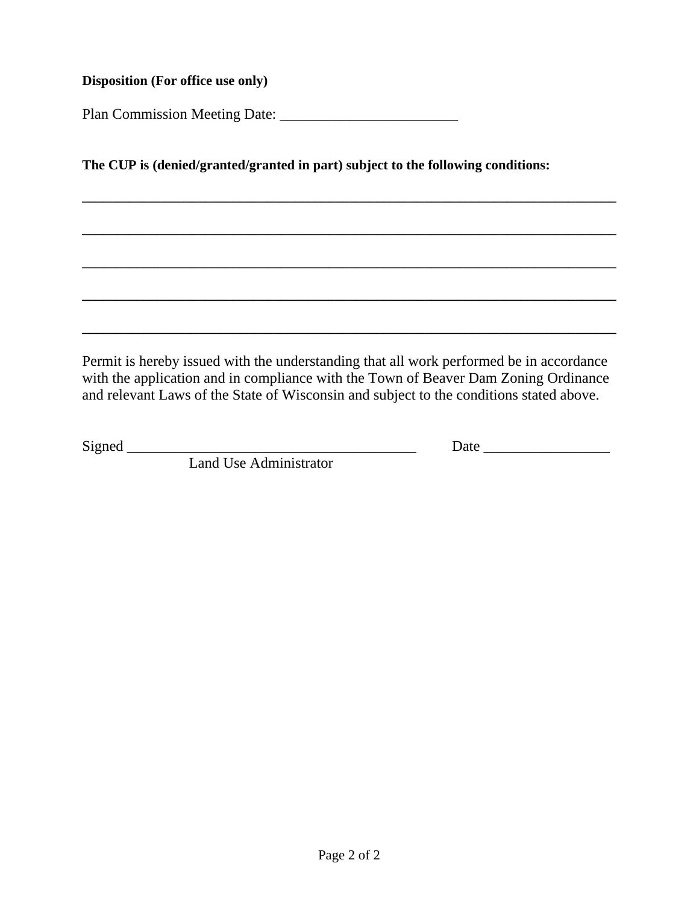**Disposition (For office use only)**

Plan Commission Meeting Date: ________________________

**The CUP is (denied/granted/granted in part) subject to the following conditions:**

________________________________________________________________________

________________________________________________________________________

________________________________________________________________________

________________________________________________________________________

________________________________________________________________________

Permit is hereby issued with the understanding that all work performed be in accordance with the application and in compliance with the Town of Beaver Dam Zoning Ordinance and relevant Laws of the State of Wisconsin and subject to the conditions stated above.

Signed _______________________________________ Date _________________

Land Use Administrator